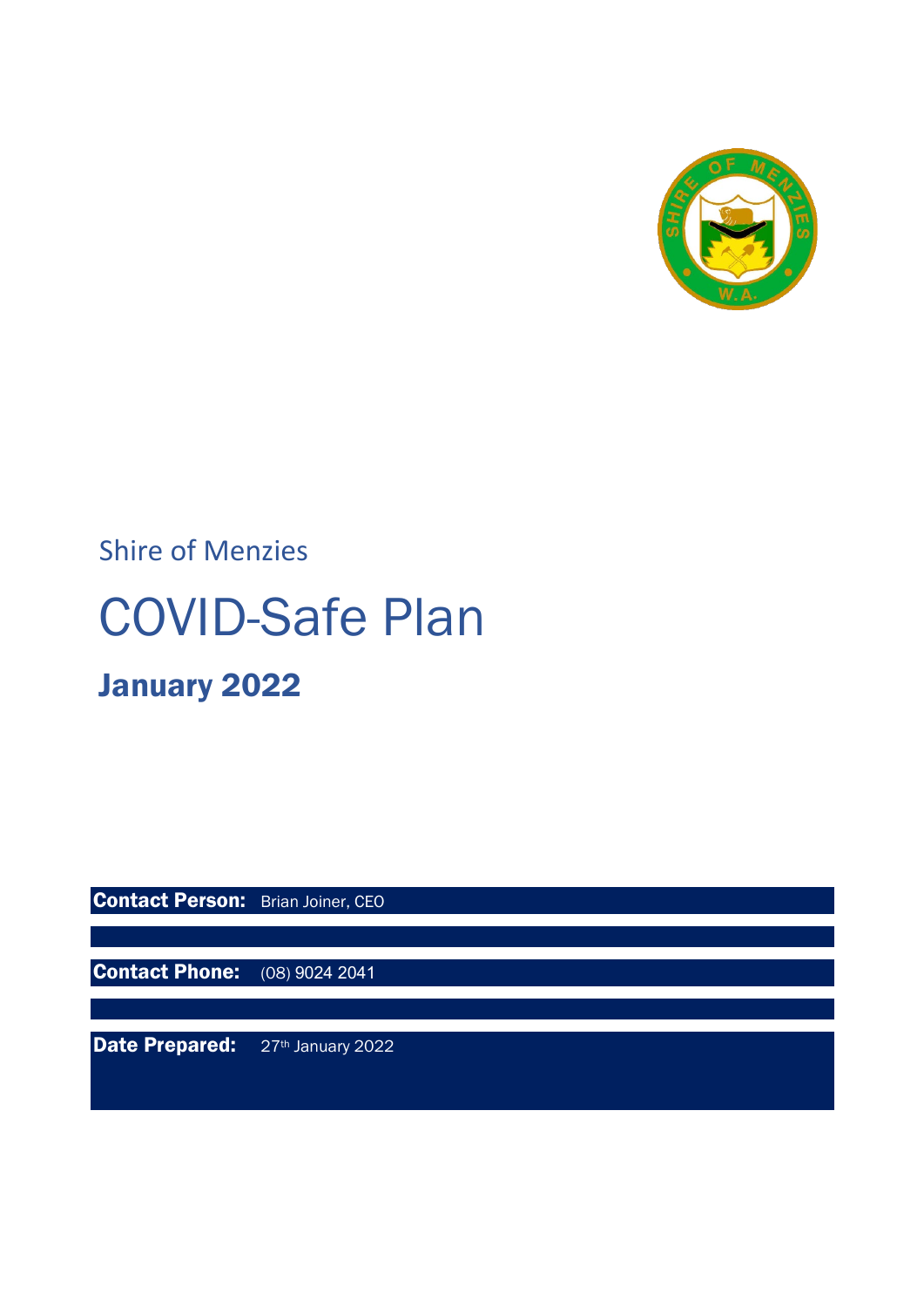Shire of Menzies

# COVID-Safe Plan

## January 2022

**Contact Person:** Brian Joiner, CEO

**Contact Phone:** (08) 9024 2041

**Date Prepared:** 27th January 2022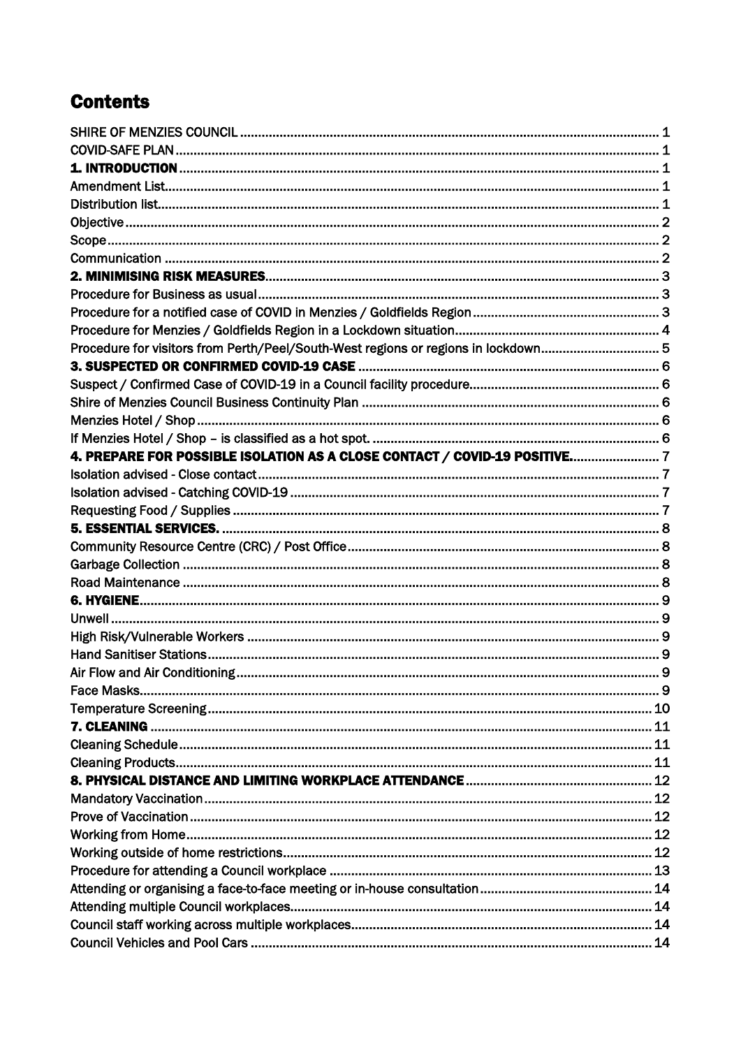# Contents

SHIRE OF MENZIES COUNCIL ........ 1
COVID-SAFE PLAN ........ 1
**1. INTRODUCTION** ........ 1
Amendment List ........ 1
Distribution list ........ 1
Objective ........ 2
Scope ........ 2
Communication ........ 2
**2. MINIMISING RISK MEASURES** ........ 3
Procedure for Business as usual ........ 3
Procedure for a notified case of COVID in Menzies / Goldfields Region ........ 3
Procedure for Menzies / Goldfields Region in a Lockdown situation ........ 4
Procedure for visitors from Perth/Peel/South-West regions or regions in lockdown ........ 5
**3. SUSPECTED OR CONFIRMED COVID-19 CASE** ........ 6
Suspect / Confirmed Case of COVID-19 in a Council facility procedure ........ 6
Shire of Menzies Council Business Continuity Plan ........ 6
Menzies Hotel / Shop ........ 6
If Menzies Hotel / Shop – is classified as a hot spot. ........ 6
**4. PREPARE FOR POSSIBLE ISOLATION AS A CLOSE CONTACT / COVID-19 POSITIVE.** ........ 7
Isolation advised - Close contact ........ 7
Isolation advised - Catching COVID-19 ........ 7
Requesting Food / Supplies ........ 7
**5. ESSENTIAL SERVICES.** ........ 8
Community Resource Centre (CRC) / Post Office ........ 8
Garbage Collection ........ 8
Road Maintenance ........ 8
**6. HYGIENE** ........ 9
Unwell ........ 9
High Risk/Vulnerable Workers ........ 9
Hand Sanitiser Stations ........ 9
Air Flow and Air Conditioning ........ 9
Face Masks ........ 9
Temperature Screening ........ 10
**7. CLEANING** ........ 11
Cleaning Schedule ........ 11
Cleaning Products ........ 11
**8. PHYSICAL DISTANCE AND LIMITING WORKPLACE ATTENDANCE** ........ 12
Mandatory Vaccination ........ 12
Prove of Vaccination ........ 12
Working from Home ........ 12
Working outside of home restrictions ........ 12
Procedure for attending a Council workplace ........ 13
Attending or organising a face-to-face meeting or in-house consultation ........ 14
Attending multiple Council workplaces ........ 14
Council staff working across multiple workplaces ........ 14
Council Vehicles and Pool Cars ........ 14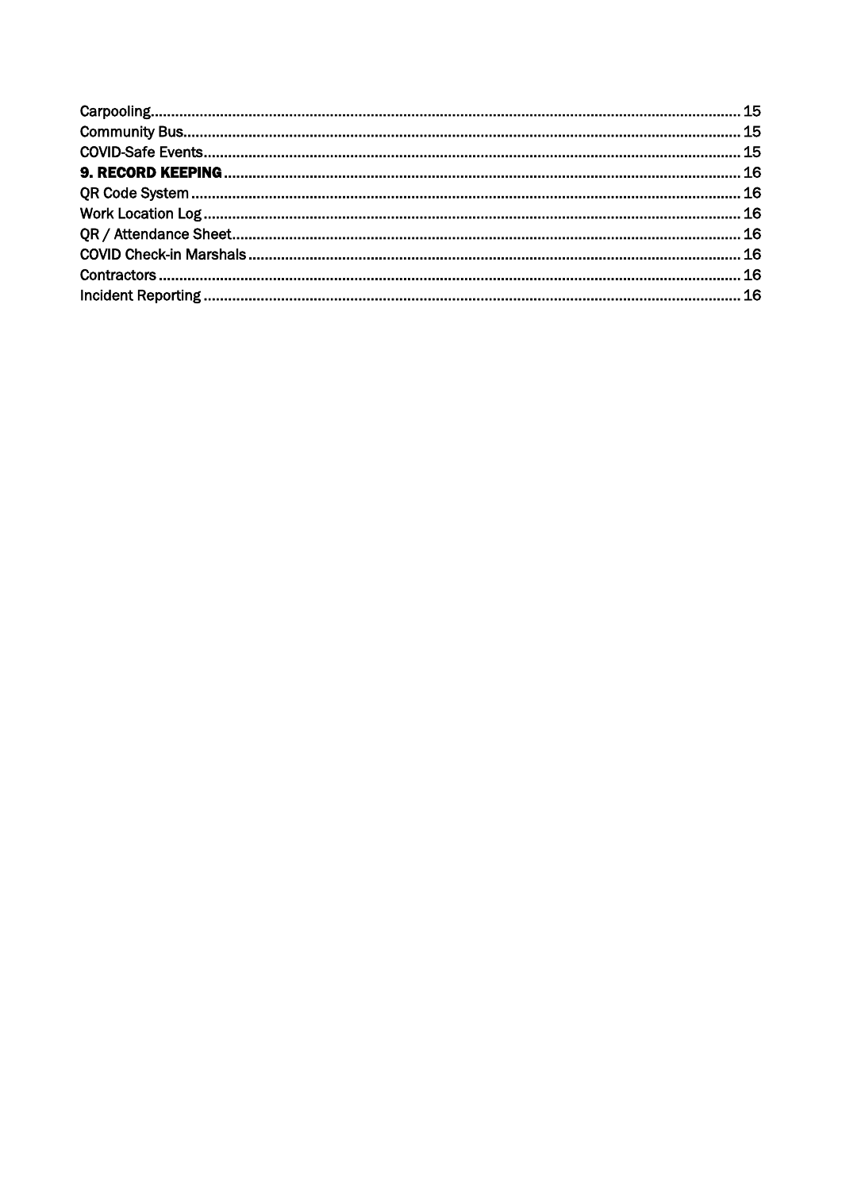Carpooling ........................................................................................................................................ 15
Community Bus ................................................................................................................................. 15
COVID-Safe Events ............................................................................................................................ 15
**9. RECORD KEEPING** ......................................................................................................................... 16
QR Code System ................................................................................................................................ 16
Work Location Log ............................................................................................................................. 16
QR / Attendance Sheet ...................................................................................................................... 16
COVID Check-in Marshals .................................................................................................................. 16
Contractors ....................................................................................................................................... 16
Incident Reporting ............................................................................................................................. 16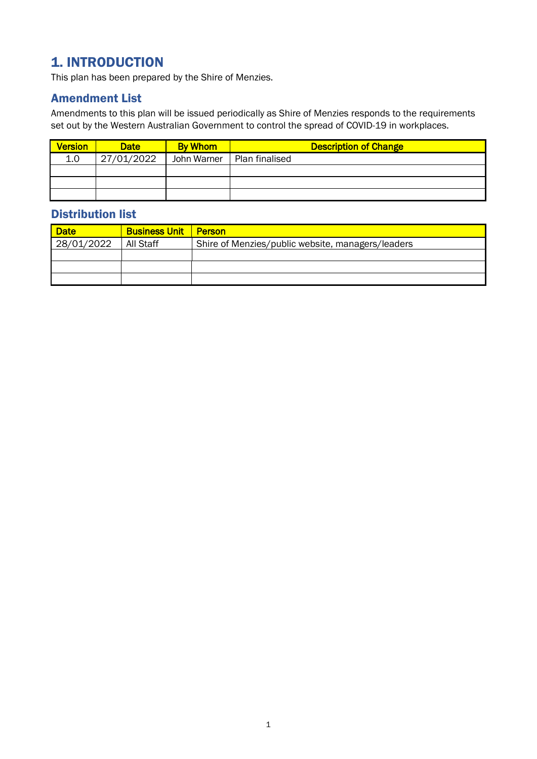# 1. INTRODUCTION

This plan has been prepared by the Shire of Menzies.

## Amendment List

Amendments to this plan will be issued periodically as Shire of Menzies responds to the requirements set out by the Western Australian Government to control the spread of COVID-19 in workplaces.

| Version | Date | By Whom | Description of Change |
|---|---|---|---|
| 1.0 | 27/01/2022 | John Warner | Plan finalised |
| | | | |
| | | | |
| | | | |

## Distribution list

| Date | Business Unit | Person |
|---|---|---|
| 28/01/2022 | All Staff | Shire of Menzies/public website, managers/leaders |
| | | |
| | | |
| | | |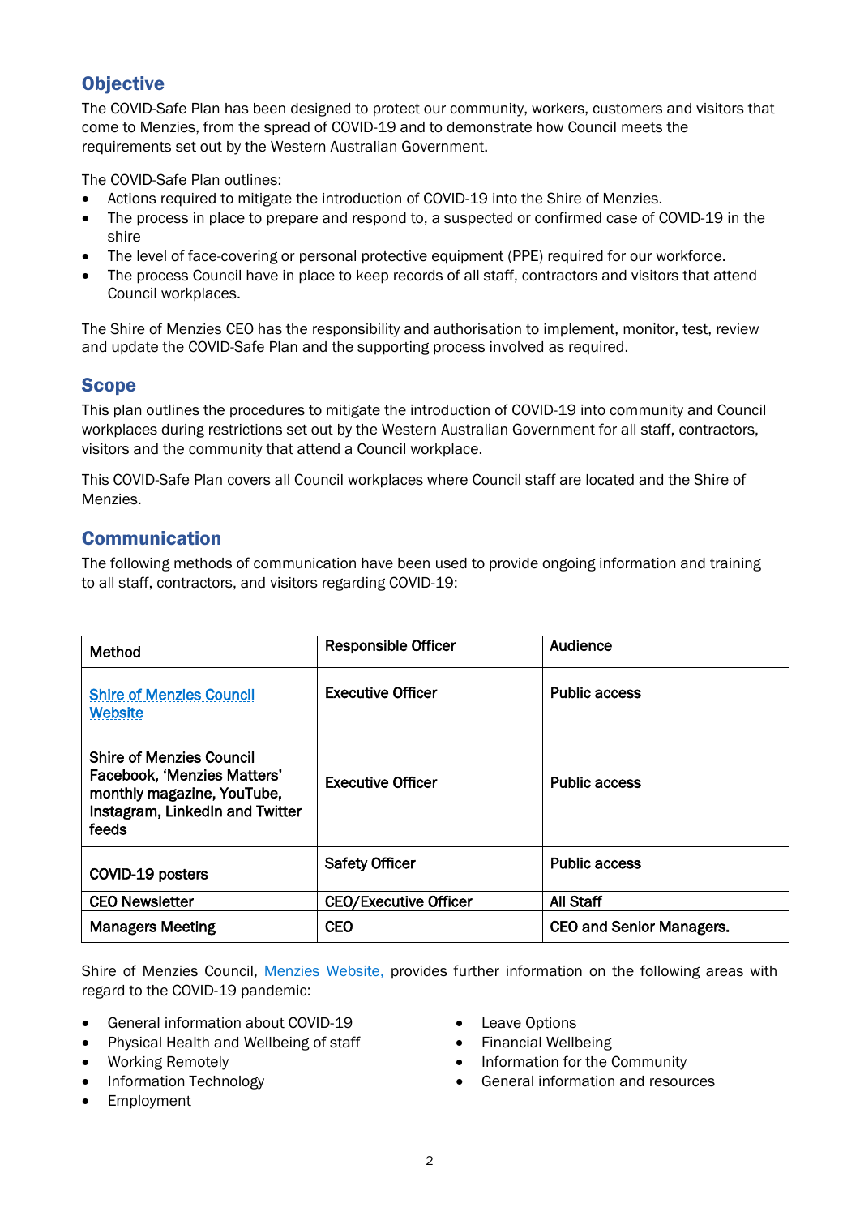## Objective

The COVID-Safe Plan has been designed to protect our community, workers, customers and visitors that come to Menzies, from the spread of COVID-19 and to demonstrate how Council meets the requirements set out by the Western Australian Government.

The COVID-Safe Plan outlines:

- Actions required to mitigate the introduction of COVID-19 into the Shire of Menzies.
- The process in place to prepare and respond to, a suspected or confirmed case of COVID-19 in the shire
- The level of face-covering or personal protective equipment (PPE) required for our workforce.
- The process Council have in place to keep records of all staff, contractors and visitors that attend Council workplaces.

The Shire of Menzies CEO has the responsibility and authorisation to implement, monitor, test, review and update the COVID-Safe Plan and the supporting process involved as required.

## Scope

This plan outlines the procedures to mitigate the introduction of COVID-19 into community and Council workplaces during restrictions set out by the Western Australian Government for all staff, contractors, visitors and the community that attend a Council workplace.

This COVID-Safe Plan covers all Council workplaces where Council staff are located and the Shire of Menzies.

## Communication

The following methods of communication have been used to provide ongoing information and training to all staff, contractors, and visitors regarding COVID-19:

| Method | Responsible Officer | Audience |
|---|---|---|
| Shire of Menzies Council Website | Executive Officer | Public access |
| Shire of Menzies Council Facebook, 'Menzies Matters' monthly magazine, YouTube, Instagram, LinkedIn and Twitter feeds | Executive Officer | Public access |
| COVID-19 posters | Safety Officer | Public access |
| CEO Newsletter | CEO/Executive Officer | All Staff |
| Managers Meeting | CEO | CEO and Senior Managers. |

Shire of Menzies Council, Menzies Website, provides further information on the following areas with regard to the COVID-19 pandemic:

- General information about COVID-19
- Physical Health and Wellbeing of staff
- Working Remotely
- Information Technology
- Employment
- Leave Options
- Financial Wellbeing
- Information for the Community
- General information and resources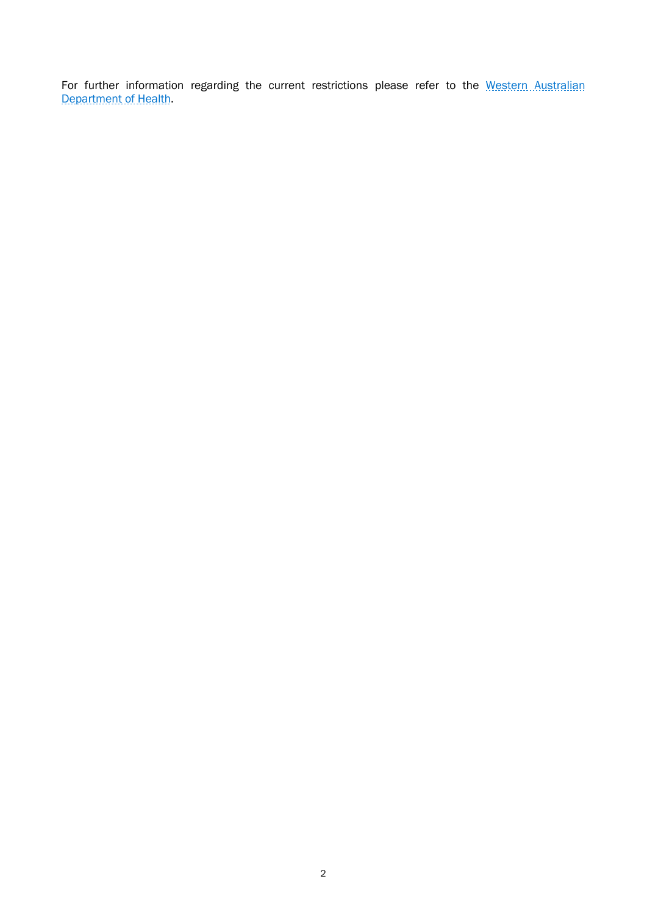For further information regarding the current restrictions please refer to the Western Australian Department of Health.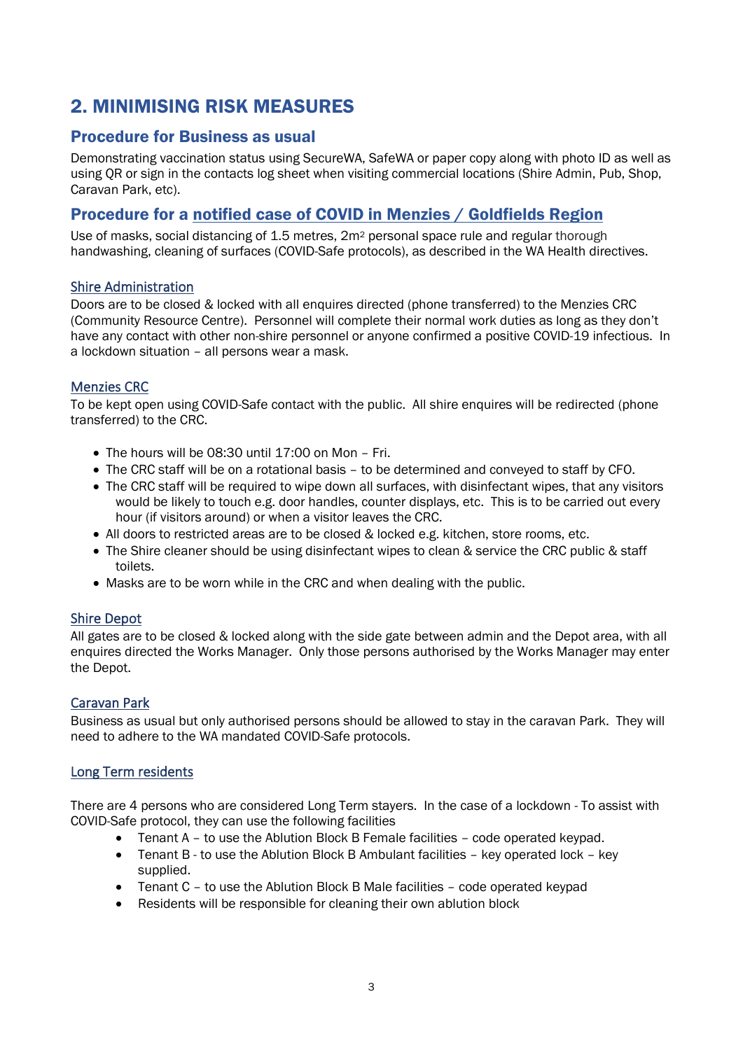## 2. MINIMISING RISK MEASURES

### Procedure for Business as usual

Demonstrating vaccination status using SecureWA, SafeWA or paper copy along with photo ID as well as using QR or sign in the contacts log sheet when visiting commercial locations (Shire Admin, Pub, Shop, Caravan Park, etc).

### Procedure for a notified case of COVID in Menzies / Goldfields Region

Use of masks, social distancing of 1.5 metres, 2m$^2$ personal space rule and regular thorough handwashing, cleaning of surfaces (COVID-Safe protocols), as described in the WA Health directives.

#### Shire Administration

Doors are to be closed & locked with all enquires directed (phone transferred) to the Menzies CRC (Community Resource Centre). Personnel will complete their normal work duties as long as they don't have any contact with other non-shire personnel or anyone confirmed a positive COVID-19 infectious. In a lockdown situation – all persons wear a mask.

#### Menzies CRC

To be kept open using COVID-Safe contact with the public. All shire enquires will be redirected (phone transferred) to the CRC.

- The hours will be 08:30 until 17:00 on Mon – Fri.
- The CRC staff will be on a rotational basis – to be determined and conveyed to staff by CFO.
- The CRC staff will be required to wipe down all surfaces, with disinfectant wipes, that any visitors would be likely to touch e.g. door handles, counter displays, etc. This is to be carried out every hour (if visitors around) or when a visitor leaves the CRC.
- All doors to restricted areas are to be closed & locked e.g. kitchen, store rooms, etc.
- The Shire cleaner should be using disinfectant wipes to clean & service the CRC public & staff toilets.
- Masks are to be worn while in the CRC and when dealing with the public.

#### Shire Depot

All gates are to be closed & locked along with the side gate between admin and the Depot area, with all enquires directed the Works Manager. Only those persons authorised by the Works Manager may enter the Depot.

#### Caravan Park

Business as usual but only authorised persons should be allowed to stay in the caravan Park. They will need to adhere to the WA mandated COVID-Safe protocols.

#### Long Term residents

There are 4 persons who are considered Long Term stayers. In the case of a lockdown - To assist with COVID-Safe protocol, they can use the following facilities

- Tenant A – to use the Ablution Block B Female facilities – code operated keypad.
- Tenant B - to use the Ablution Block B Ambulant facilities – key operated lock – key supplied.
- Tenant C – to use the Ablution Block B Male facilities – code operated keypad
- Residents will be responsible for cleaning their own ablution block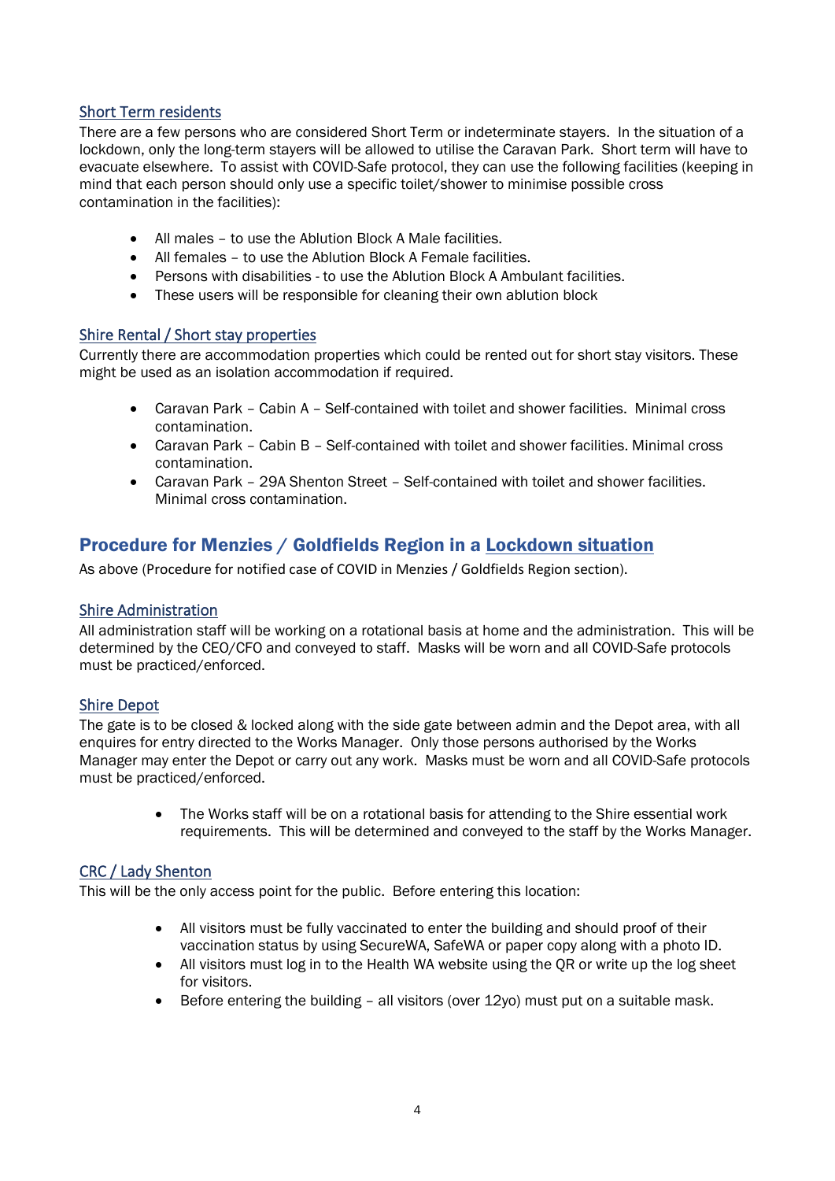### Short Term residents

There are a few persons who are considered Short Term or indeterminate stayers. In the situation of a lockdown, only the long-term stayers will be allowed to utilise the Caravan Park. Short term will have to evacuate elsewhere. To assist with COVID-Safe protocol, they can use the following facilities (keeping in mind that each person should only use a specific toilet/shower to minimise possible cross contamination in the facilities):

- All males – to use the Ablution Block A Male facilities.
- All females – to use the Ablution Block A Female facilities.
- Persons with disabilities - to use the Ablution Block A Ambulant facilities.
- These users will be responsible for cleaning their own ablution block

### Shire Rental / Short stay properties

Currently there are accommodation properties which could be rented out for short stay visitors. These might be used as an isolation accommodation if required.

- Caravan Park – Cabin A – Self-contained with toilet and shower facilities. Minimal cross contamination.
- Caravan Park – Cabin B – Self-contained with toilet and shower facilities. Minimal cross contamination.
- Caravan Park – 29A Shenton Street – Self-contained with toilet and shower facilities. Minimal cross contamination.

## Procedure for Menzies / Goldfields Region in a Lockdown situation

As above (Procedure for notified case of COVID in Menzies / Goldfields Region section).

### Shire Administration

All administration staff will be working on a rotational basis at home and the administration. This will be determined by the CEO/CFO and conveyed to staff. Masks will be worn and all COVID-Safe protocols must be practiced/enforced.

### Shire Depot

The gate is to be closed & locked along with the side gate between admin and the Depot area, with all enquires for entry directed to the Works Manager. Only those persons authorised by the Works Manager may enter the Depot or carry out any work. Masks must be worn and all COVID-Safe protocols must be practiced/enforced.

- The Works staff will be on a rotational basis for attending to the Shire essential work requirements. This will be determined and conveyed to the staff by the Works Manager.

### CRC / Lady Shenton

This will be the only access point for the public. Before entering this location:

- All visitors must be fully vaccinated to enter the building and should proof of their vaccination status by using SecureWA, SafeWA or paper copy along with a photo ID.
- All visitors must log in to the Health WA website using the QR or write up the log sheet for visitors.
- Before entering the building – all visitors (over 12yo) must put on a suitable mask.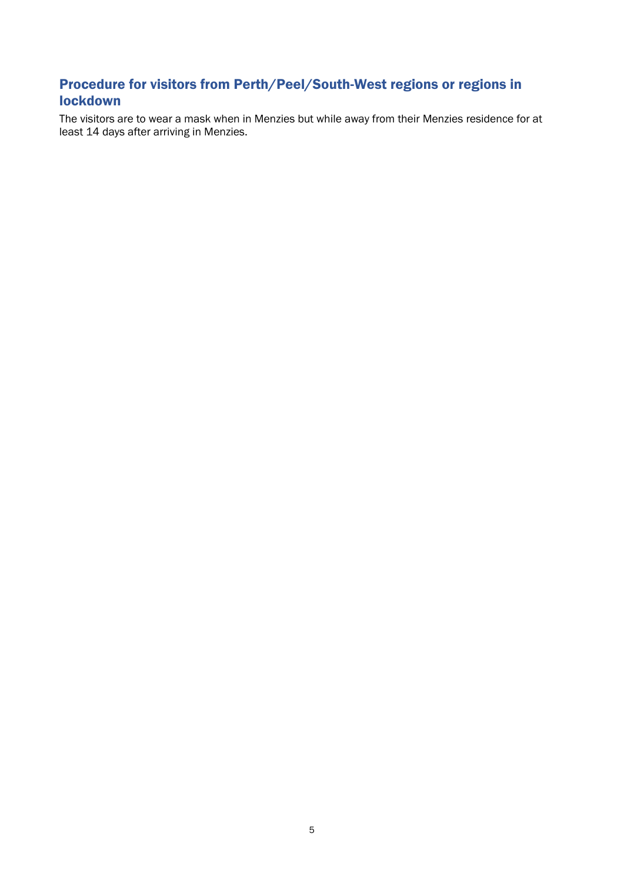## Procedure for visitors from Perth/Peel/South-West regions or regions in lockdown

The visitors are to wear a mask when in Menzies but while away from their Menzies residence for at least 14 days after arriving in Menzies.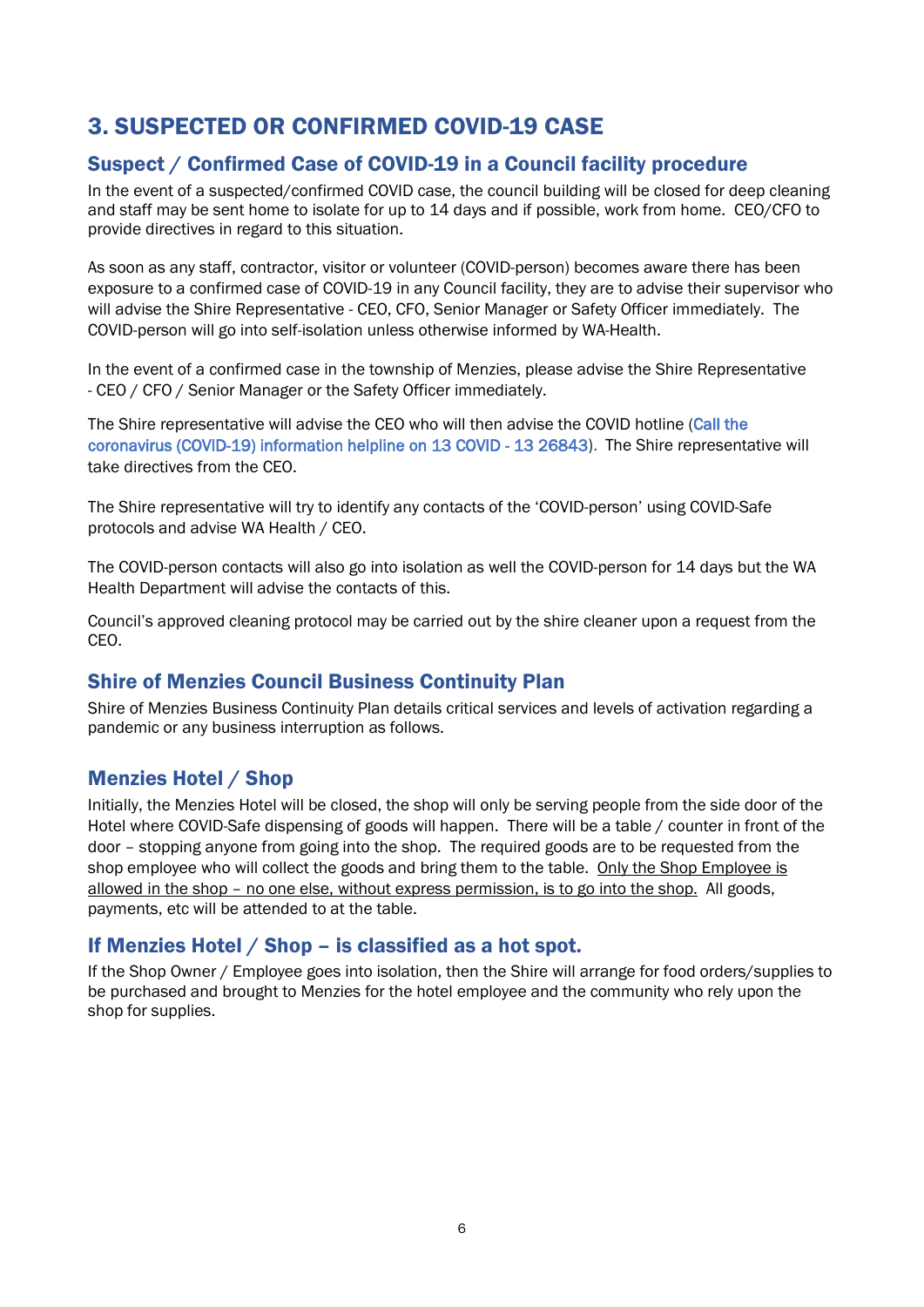# 3. SUSPECTED OR CONFIRMED COVID-19 CASE

## Suspect / Confirmed Case of COVID-19 in a Council facility procedure

In the event of a suspected/confirmed COVID case, the council building will be closed for deep cleaning and staff may be sent home to isolate for up to 14 days and if possible, work from home. CEO/CFO to provide directives in regard to this situation.

As soon as any staff, contractor, visitor or volunteer (COVID-person) becomes aware there has been exposure to a confirmed case of COVID-19 in any Council facility, they are to advise their supervisor who will advise the Shire Representative - CEO, CFO, Senior Manager or Safety Officer immediately. The COVID-person will go into self-isolation unless otherwise informed by WA-Health.

In the event of a confirmed case in the township of Menzies, please advise the Shire Representative - CEO / CFO / Senior Manager or the Safety Officer immediately.

The Shire representative will advise the CEO who will then advise the COVID hotline (Call the coronavirus (COVID-19) information helpline on 13 COVID - 13 26843). The Shire representative will take directives from the CEO.

The Shire representative will try to identify any contacts of the 'COVID-person' using COVID-Safe protocols and advise WA Health / CEO.

The COVID-person contacts will also go into isolation as well the COVID-person for 14 days but the WA Health Department will advise the contacts of this.

Council's approved cleaning protocol may be carried out by the shire cleaner upon a request from the CEO.

## Shire of Menzies Council Business Continuity Plan

Shire of Menzies Business Continuity Plan details critical services and levels of activation regarding a pandemic or any business interruption as follows.

## Menzies Hotel / Shop

Initially, the Menzies Hotel will be closed, the shop will only be serving people from the side door of the Hotel where COVID-Safe dispensing of goods will happen. There will be a table / counter in front of the door – stopping anyone from going into the shop. The required goods are to be requested from the shop employee who will collect the goods and bring them to the table. <u>Only the Shop Employee is allowed in the shop – no one else, without express permission, is to go into the shop.</u> All goods, payments, etc will be attended to at the table.

## If Menzies Hotel / Shop – is classified as a hot spot.

If the Shop Owner / Employee goes into isolation, then the Shire will arrange for food orders/supplies to be purchased and brought to Menzies for the hotel employee and the community who rely upon the shop for supplies.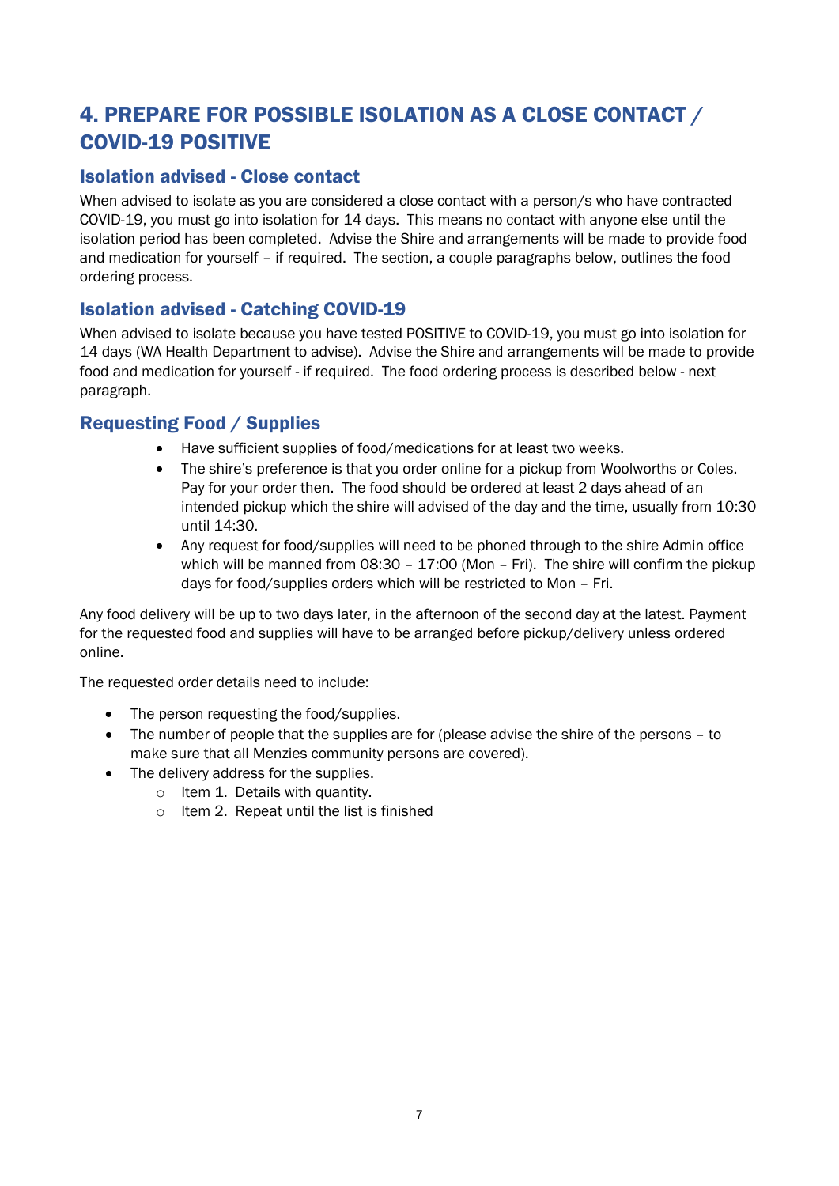# 4. PREPARE FOR POSSIBLE ISOLATION AS A CLOSE CONTACT / COVID-19 POSITIVE

## Isolation advised - Close contact

When advised to isolate as you are considered a close contact with a person/s who have contracted COVID-19, you must go into isolation for 14 days. This means no contact with anyone else until the isolation period has been completed. Advise the Shire and arrangements will be made to provide food and medication for yourself – if required. The section, a couple paragraphs below, outlines the food ordering process.

## Isolation advised - Catching COVID-19

When advised to isolate because you have tested POSITIVE to COVID-19, you must go into isolation for 14 days (WA Health Department to advise). Advise the Shire and arrangements will be made to provide food and medication for yourself - if required. The food ordering process is described below - next paragraph.

## Requesting Food / Supplies

- Have sufficient supplies of food/medications for at least two weeks.
- The shire's preference is that you order online for a pickup from Woolworths or Coles. Pay for your order then. The food should be ordered at least 2 days ahead of an intended pickup which the shire will advised of the day and the time, usually from 10:30 until 14:30.
- Any request for food/supplies will need to be phoned through to the shire Admin office which will be manned from 08:30 – 17:00 (Mon – Fri). The shire will confirm the pickup days for food/supplies orders which will be restricted to Mon – Fri.

Any food delivery will be up to two days later, in the afternoon of the second day at the latest. Payment for the requested food and supplies will have to be arranged before pickup/delivery unless ordered online.

The requested order details need to include:

- The person requesting the food/supplies.
- The number of people that the supplies are for (please advise the shire of the persons – to make sure that all Menzies community persons are covered).
- The delivery address for the supplies.
  - Item 1. Details with quantity.
  - Item 2. Repeat until the list is finished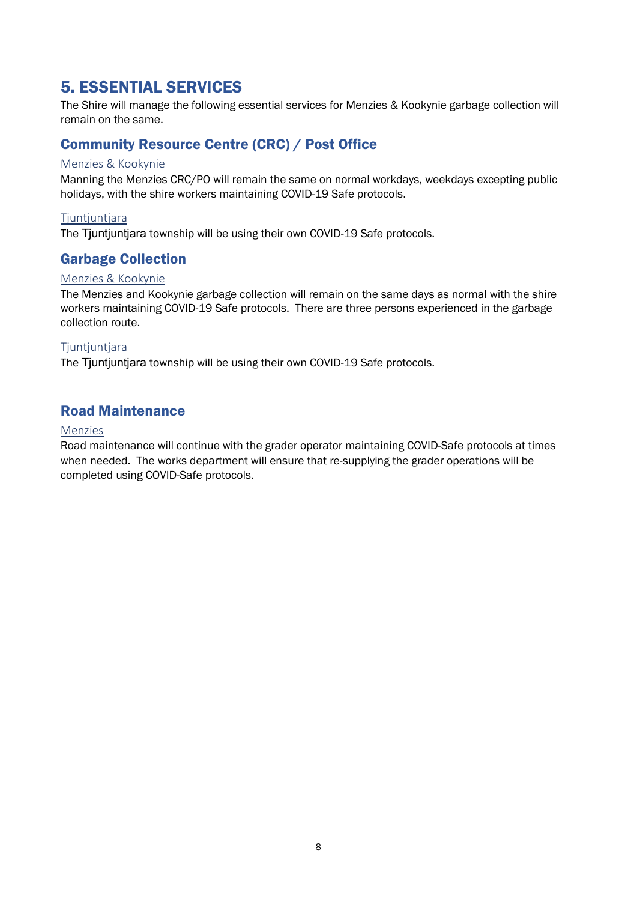# 5. ESSENTIAL SERVICES

The Shire will manage the following essential services for Menzies & Kookynie garbage collection will remain on the same.

## Community Resource Centre (CRC) / Post Office

### Menzies & Kookynie

Manning the Menzies CRC/PO will remain the same on normal workdays, weekdays excepting public holidays, with the shire workers maintaining COVID-19 Safe protocols.

### Tjuntjuntjara

The Tjuntjuntjara township will be using their own COVID-19 Safe protocols.

## Garbage Collection

### Menzies & Kookynie

The Menzies and Kookynie garbage collection will remain on the same days as normal with the shire workers maintaining COVID-19 Safe protocols. There are three persons experienced in the garbage collection route.

### Tjuntjuntjara

The Tjuntjuntjara township will be using their own COVID-19 Safe protocols.

## Road Maintenance

### Menzies

Road maintenance will continue with the grader operator maintaining COVID-Safe protocols at times when needed. The works department will ensure that re-supplying the grader operations will be completed using COVID-Safe protocols.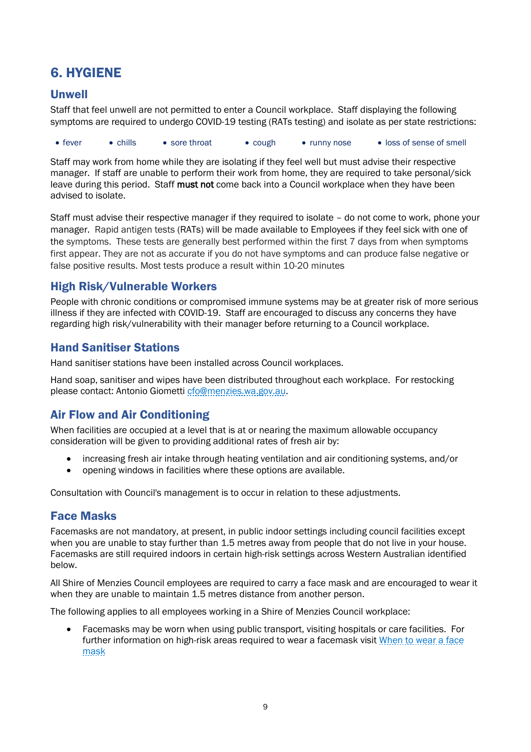# 6. HYGIENE

## Unwell

Staff that feel unwell are not permitted to enter a Council workplace. Staff displaying the following symptoms are required to undergo COVID-19 testing (RATs testing) and isolate as per state restrictions:

- fever
- chills
- sore throat
- cough
- runny nose
- loss of sense of smell

Staff may work from home while they are isolating if they feel well but must advise their respective manager. If staff are unable to perform their work from home, they are required to take personal/sick leave during this period. Staff **must not** come back into a Council workplace when they have been advised to isolate.

Staff must advise their respective manager if they required to isolate – do not come to work, phone your manager. Rapid antigen tests (RATs) will be made available to Employees if they feel sick with one of the symptoms. These tests are generally best performed within the first 7 days from when symptoms first appear. They are not as accurate if you do not have symptoms and can produce false negative or false positive results. Most tests produce a result within 10-20 minutes

## High Risk/Vulnerable Workers

People with chronic conditions or compromised immune systems may be at greater risk of more serious illness if they are infected with COVID-19. Staff are encouraged to discuss any concerns they have regarding high risk/vulnerability with their manager before returning to a Council workplace.

## Hand Sanitiser Stations

Hand sanitiser stations have been installed across Council workplaces.

Hand soap, sanitiser and wipes have been distributed throughout each workplace. For restocking please contact: Antonio Giometti [cfo@menzies.wa.gov.au](mailto:cfo@menzies.wa.gov.au).

## Air Flow and Air Conditioning

When facilities are occupied at a level that is at or nearing the maximum allowable occupancy consideration will be given to providing additional rates of fresh air by:

- increasing fresh air intake through heating ventilation and air conditioning systems, and/or
- opening windows in facilities where these options are available.

Consultation with Council's management is to occur in relation to these adjustments.

## Face Masks

Facemasks are not mandatory, at present, in public indoor settings including council facilities except when you are unable to stay further than 1.5 metres away from people that do not live in your house. Facemasks are still required indoors in certain high-risk settings across Western Australian identified below.

All Shire of Menzies Council employees are required to carry a face mask and are encouraged to wear it when they are unable to maintain 1.5 metres distance from another person.

The following applies to all employees working in a Shire of Menzies Council workplace:

- Facemasks may be worn when using public transport, visiting hospitals or care facilities. For further information on high-risk areas required to wear a facemask visit [When to wear a face mask]()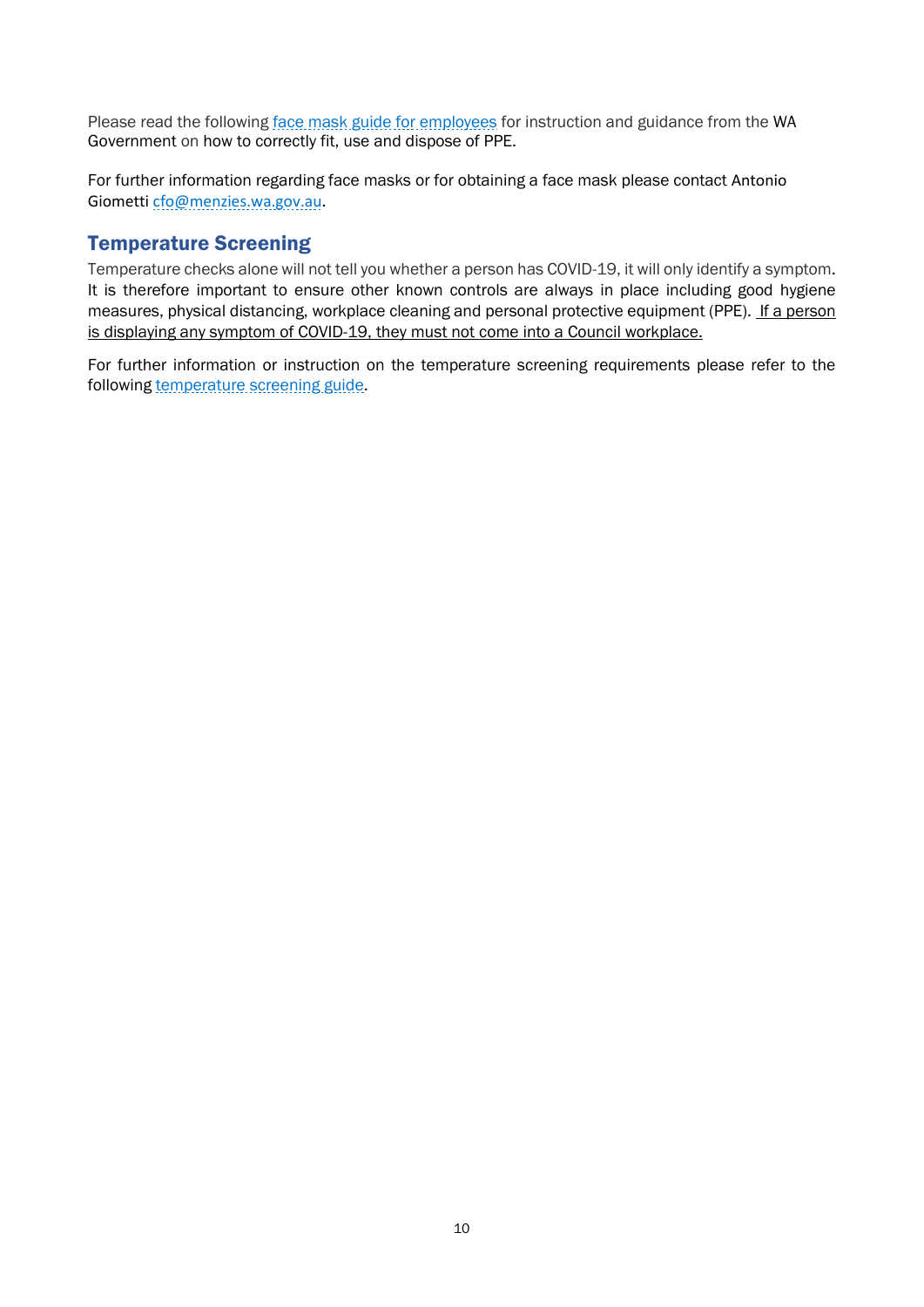Please read the following face mask guide for employees for instruction and guidance from the WA Government on how to correctly fit, use and dispose of PPE.

For further information regarding face masks or for obtaining a face mask please contact Antonio Giometti cfo@menzies.wa.gov.au.

## Temperature Screening

Temperature checks alone will not tell you whether a person has COVID-19, it will only identify a symptom. It is therefore important to ensure other known controls are always in place including good hygiene measures, physical distancing, workplace cleaning and personal protective equipment (PPE). <u>If a person is displaying any symptom of COVID-19, they must not come into a Council workplace.</u>

For further information or instruction on the temperature screening requirements please refer to the following temperature screening guide.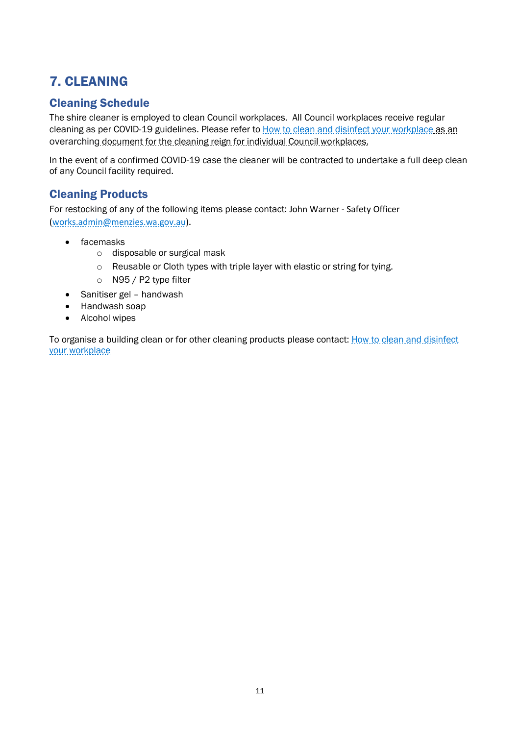# 7. CLEANING

## Cleaning Schedule

The shire cleaner is employed to clean Council workplaces. All Council workplaces receive regular cleaning as per COVID-19 guidelines. Please refer to How to clean and disinfect your workplace as an overarching document for the cleaning reign for individual Council workplaces.

In the event of a confirmed COVID-19 case the cleaner will be contracted to undertake a full deep clean of any Council facility required.

## Cleaning Products

For restocking of any of the following items please contact: John Warner - Safety Officer (works.admin@menzies.wa.gov.au).

- facemasks
  - disposable or surgical mask
  - Reusable or Cloth types with triple layer with elastic or string for tying.
  - N95 / P2 type filter
- Sanitiser gel – handwash
- Handwash soap
- Alcohol wipes

To organise a building clean or for other cleaning products please contact: How to clean and disinfect your workplace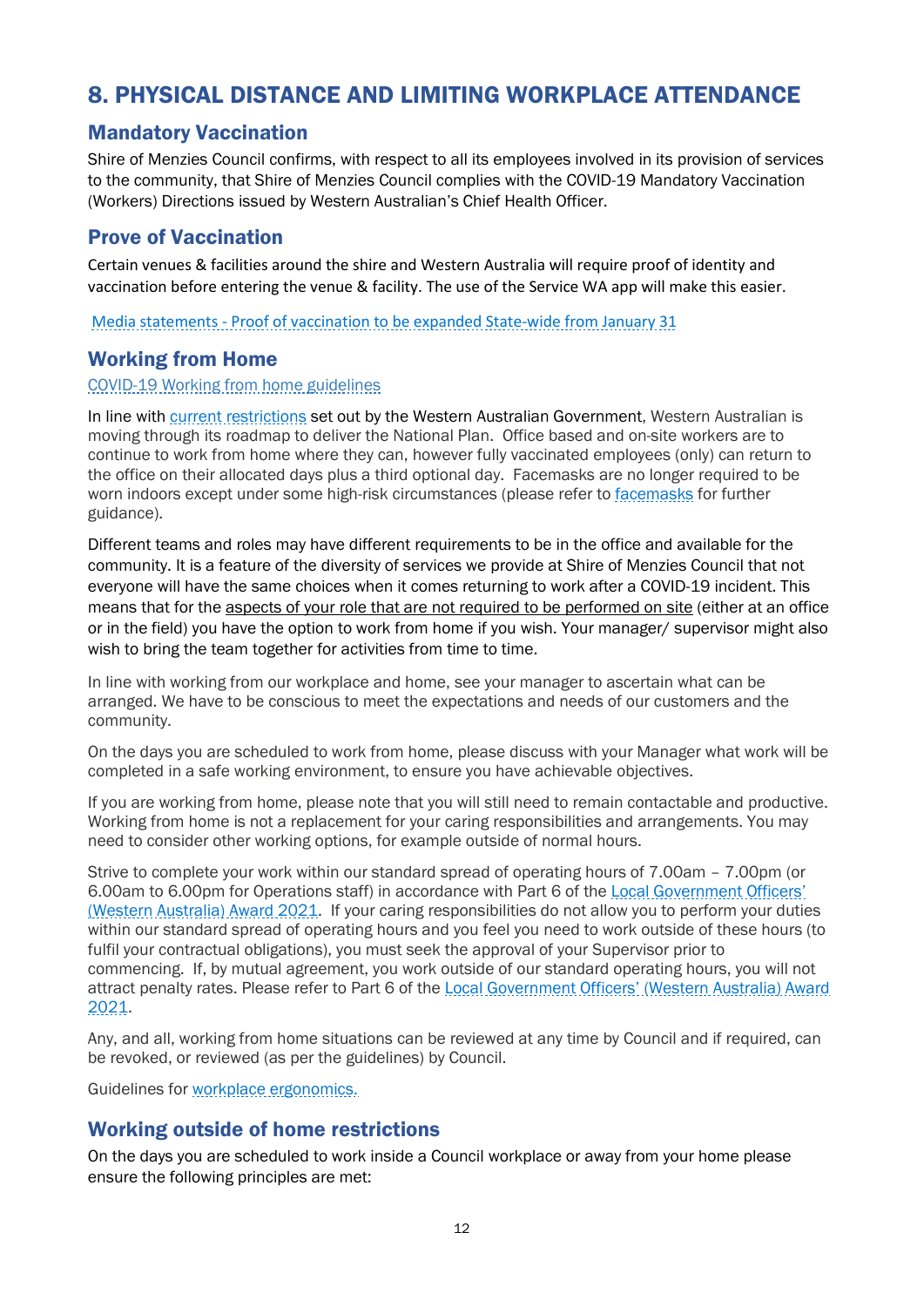# 8. PHYSICAL DISTANCE AND LIMITING WORKPLACE ATTENDANCE

## Mandatory Vaccination

Shire of Menzies Council confirms, with respect to all its employees involved in its provision of services to the community, that Shire of Menzies Council complies with the COVID-19 Mandatory Vaccination (Workers) Directions issued by Western Australian's Chief Health Officer.

## Prove of Vaccination

Certain venues & facilities around the shire and Western Australia will require proof of identity and vaccination before entering the venue & facility. The use of the Service WA app will make this easier.

Media statements - Proof of vaccination to be expanded State-wide from January 31

## Working from Home

COVID-19 Working from home guidelines

In line with current restrictions set out by the Western Australian Government, Western Australian is moving through its roadmap to deliver the National Plan. Office based and on-site workers are to continue to work from home where they can, however fully vaccinated employees (only) can return to the office on their allocated days plus a third optional day. Facemasks are no longer required to be worn indoors except under some high-risk circumstances (please refer to facemasks for further guidance).

Different teams and roles may have different requirements to be in the office and available for the community. It is a feature of the diversity of services we provide at Shire of Menzies Council that not everyone will have the same choices when it comes returning to work after a COVID-19 incident. This means that for the aspects of your role that are not required to be performed on site (either at an office or in the field) you have the option to work from home if you wish. Your manager/ supervisor might also wish to bring the team together for activities from time to time.

In line with working from our workplace and home, see your manager to ascertain what can be arranged. We have to be conscious to meet the expectations and needs of our customers and the community.

On the days you are scheduled to work from home, please discuss with your Manager what work will be completed in a safe working environment, to ensure you have achievable objectives.

If you are working from home, please note that you will still need to remain contactable and productive. Working from home is not a replacement for your caring responsibilities and arrangements. You may need to consider other working options, for example outside of normal hours.

Strive to complete your work within our standard spread of operating hours of 7.00am – 7.00pm (or 6.00am to 6.00pm for Operations staff) in accordance with Part 6 of the Local Government Officers' (Western Australia) Award 2021. If your caring responsibilities do not allow you to perform your duties within our standard spread of operating hours and you feel you need to work outside of these hours (to fulfil your contractual obligations), you must seek the approval of your Supervisor prior to commencing. If, by mutual agreement, you work outside of our standard operating hours, you will not attract penalty rates. Please refer to Part 6 of the Local Government Officers' (Western Australia) Award 2021.

Any, and all, working from home situations can be reviewed at any time by Council and if required, can be revoked, or reviewed (as per the guidelines) by Council.

Guidelines for workplace ergonomics.

## Working outside of home restrictions

On the days you are scheduled to work inside a Council workplace or away from your home please ensure the following principles are met: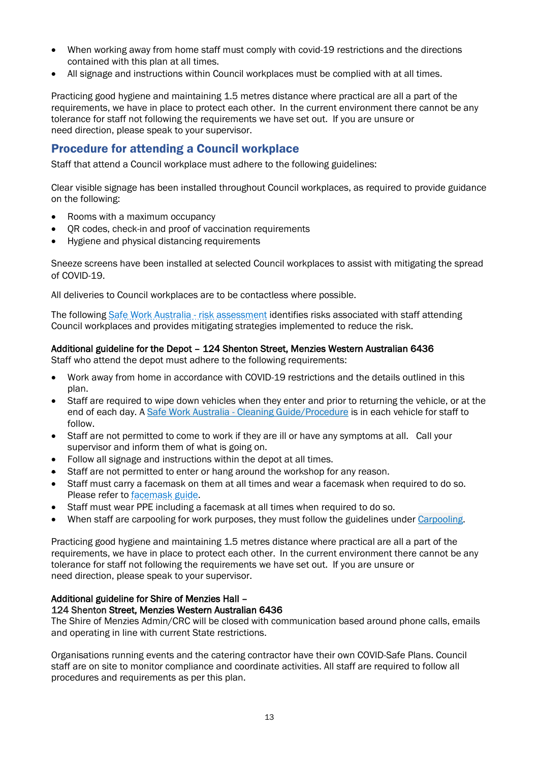- When working away from home staff must comply with covid-19 restrictions and the directions contained with this plan at all times.
- All signage and instructions within Council workplaces must be complied with at all times.

Practicing good hygiene and maintaining 1.5 metres distance where practical are all a part of the requirements, we have in place to protect each other. In the current environment there cannot be any tolerance for staff not following the requirements we have set out. If you are unsure or need direction, please speak to your supervisor.

## Procedure for attending a Council workplace

Staff that attend a Council workplace must adhere to the following guidelines:

Clear visible signage has been installed throughout Council workplaces, as required to provide guidance on the following:

- Rooms with a maximum occupancy
- QR codes, check-in and proof of vaccination requirements
- Hygiene and physical distancing requirements

Sneeze screens have been installed at selected Council workplaces to assist with mitigating the spread of COVID-19.

All deliveries to Council workplaces are to be contactless where possible.

The following Safe Work Australia - risk assessment identifies risks associated with staff attending Council workplaces and provides mitigating strategies implemented to reduce the risk.

**Additional guideline for the Depot – 124 Shenton Street, Menzies Western Australian 6436**
Staff who attend the depot must adhere to the following requirements:

- Work away from home in accordance with COVID-19 restrictions and the details outlined in this plan.
- Staff are required to wipe down vehicles when they enter and prior to returning the vehicle, or at the end of each day. A Safe Work Australia - Cleaning Guide/Procedure is in each vehicle for staff to follow.
- Staff are not permitted to come to work if they are ill or have any symptoms at all. Call your supervisor and inform them of what is going on.
- Follow all signage and instructions within the depot at all times.
- Staff are not permitted to enter or hang around the workshop for any reason.
- Staff must carry a facemask on them at all times and wear a facemask when required to do so. Please refer to facemask guide.
- Staff must wear PPE including a facemask at all times when required to do so.
- When staff are carpooling for work purposes, they must follow the guidelines under Carpooling.

Practicing good hygiene and maintaining 1.5 metres distance where practical are all a part of the requirements, we have in place to protect each other. In the current environment there cannot be any tolerance for staff not following the requirements we have set out. If you are unsure or need direction, please speak to your supervisor.

**Additional guideline for Shire of Menzies Hall –**
**124 Shenton Street, Menzies Western Australian 6436**
The Shire of Menzies Admin/CRC will be closed with communication based around phone calls, emails and operating in line with current State restrictions.

Organisations running events and the catering contractor have their own COVID-Safe Plans. Council staff are on site to monitor compliance and coordinate activities. All staff are required to follow all procedures and requirements as per this plan.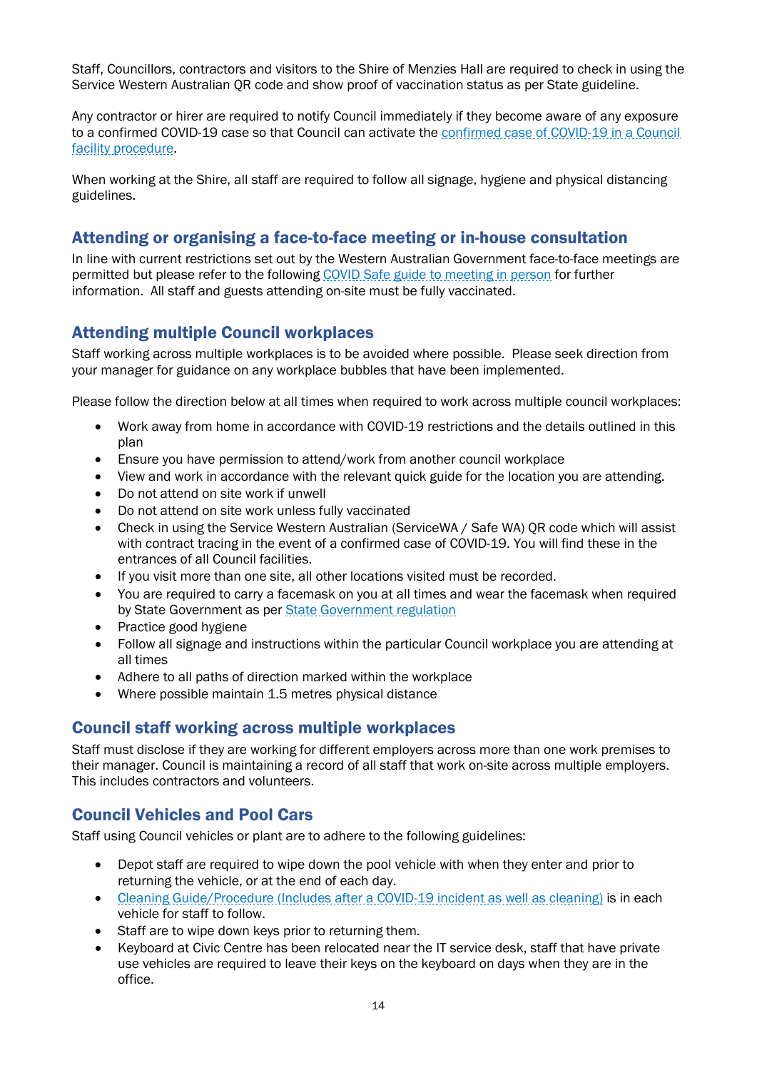Staff, Councillors, contractors and visitors to the Shire of Menzies Hall are required to check in using the Service Western Australian QR code and show proof of vaccination status as per State guideline.

Any contractor or hirer are required to notify Council immediately if they become aware of any exposure to a confirmed COVID-19 case so that Council can activate the confirmed case of COVID-19 in a Council facility procedure.

When working at the Shire, all staff are required to follow all signage, hygiene and physical distancing guidelines.

## Attending or organising a face-to-face meeting or in-house consultation

In line with current restrictions set out by the Western Australian Government face-to-face meetings are permitted but please refer to the following COVID Safe guide to meeting in person for further information. All staff and guests attending on-site must be fully vaccinated.

## Attending multiple Council workplaces

Staff working across multiple workplaces is to be avoided where possible. Please seek direction from your manager for guidance on any workplace bubbles that have been implemented.

Please follow the direction below at all times when required to work across multiple council workplaces:

- Work away from home in accordance with COVID-19 restrictions and the details outlined in this plan
- Ensure you have permission to attend/work from another council workplace
- View and work in accordance with the relevant quick guide for the location you are attending.
- Do not attend on site work if unwell
- Do not attend on site work unless fully vaccinated
- Check in using the Service Western Australian (ServiceWA / Safe WA) QR code which will assist with contract tracing in the event of a confirmed case of COVID-19. You will find these in the entrances of all Council facilities.
- If you visit more than one site, all other locations visited must be recorded.
- You are required to carry a facemask on you at all times and wear the facemask when required by State Government as per State Government regulation
- Practice good hygiene
- Follow all signage and instructions within the particular Council workplace you are attending at all times
- Adhere to all paths of direction marked within the workplace
- Where possible maintain 1.5 metres physical distance

## Council staff working across multiple workplaces

Staff must disclose if they are working for different employers across more than one work premises to their manager. Council is maintaining a record of all staff that work on-site across multiple employers. This includes contractors and volunteers.

## Council Vehicles and Pool Cars

Staff using Council vehicles or plant are to adhere to the following guidelines:

- Depot staff are required to wipe down the pool vehicle with when they enter and prior to returning the vehicle, or at the end of each day.
- Cleaning Guide/Procedure (Includes after a COVID-19 incident as well as cleaning) is in each vehicle for staff to follow.
- Staff are to wipe down keys prior to returning them.
- Keyboard at Civic Centre has been relocated near the IT service desk, staff that have private use vehicles are required to leave their keys on the keyboard on days when they are in the office.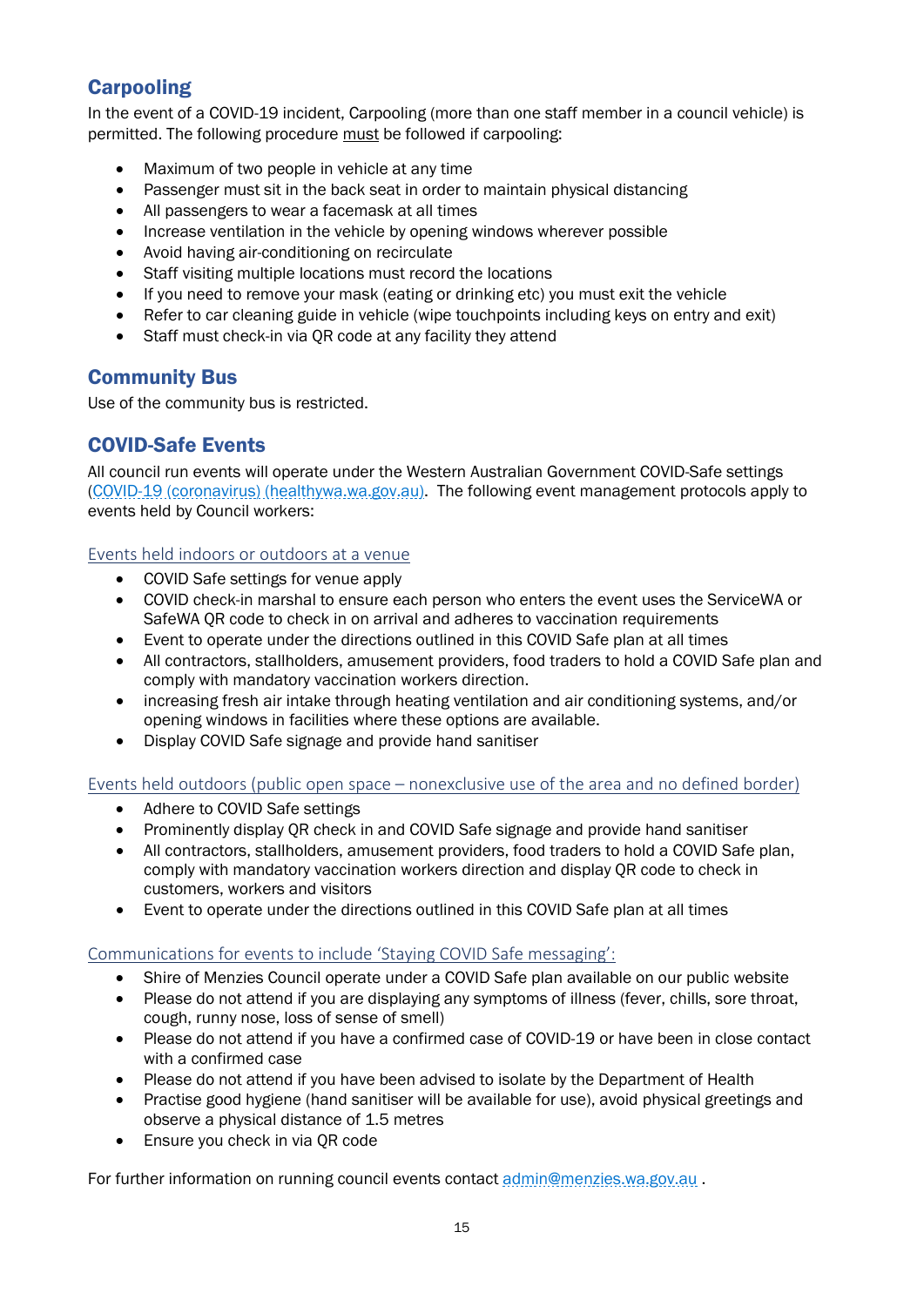## Carpooling

In the event of a COVID-19 incident, Carpooling (more than one staff member in a council vehicle) is permitted. The following procedure must be followed if carpooling:

- Maximum of two people in vehicle at any time
- Passenger must sit in the back seat in order to maintain physical distancing
- All passengers to wear a facemask at all times
- Increase ventilation in the vehicle by opening windows wherever possible
- Avoid having air-conditioning on recirculate
- Staff visiting multiple locations must record the locations
- If you need to remove your mask (eating or drinking etc) you must exit the vehicle
- Refer to car cleaning guide in vehicle (wipe touchpoints including keys on entry and exit)
- Staff must check-in via QR code at any facility they attend

## Community Bus

Use of the community bus is restricted.

## COVID-Safe Events

All council run events will operate under the Western Australian Government COVID-Safe settings (COVID-19 (coronavirus) (healthywa.wa.gov.au)). The following event management protocols apply to events held by Council workers:

### Events held indoors or outdoors at a venue

- COVID Safe settings for venue apply
- COVID check-in marshal to ensure each person who enters the event uses the ServiceWA or SafeWA QR code to check in on arrival and adheres to vaccination requirements
- Event to operate under the directions outlined in this COVID Safe plan at all times
- All contractors, stallholders, amusement providers, food traders to hold a COVID Safe plan and comply with mandatory vaccination workers direction.
- increasing fresh air intake through heating ventilation and air conditioning systems, and/or opening windows in facilities where these options are available.
- Display COVID Safe signage and provide hand sanitiser

### Events held outdoors (public open space – nonexclusive use of the area and no defined border)

- Adhere to COVID Safe settings
- Prominently display QR check in and COVID Safe signage and provide hand sanitiser
- All contractors, stallholders, amusement providers, food traders to hold a COVID Safe plan, comply with mandatory vaccination workers direction and display QR code to check in customers, workers and visitors
- Event to operate under the directions outlined in this COVID Safe plan at all times

### Communications for events to include 'Staying COVID Safe messaging':

- Shire of Menzies Council operate under a COVID Safe plan available on our public website
- Please do not attend if you are displaying any symptoms of illness (fever, chills, sore throat, cough, runny nose, loss of sense of smell)
- Please do not attend if you have a confirmed case of COVID-19 or have been in close contact with a confirmed case
- Please do not attend if you have been advised to isolate by the Department of Health
- Practise good hygiene (hand sanitiser will be available for use), avoid physical greetings and observe a physical distance of 1.5 metres
- Ensure you check in via QR code

For further information on running council events contact admin@menzies.wa.gov.au .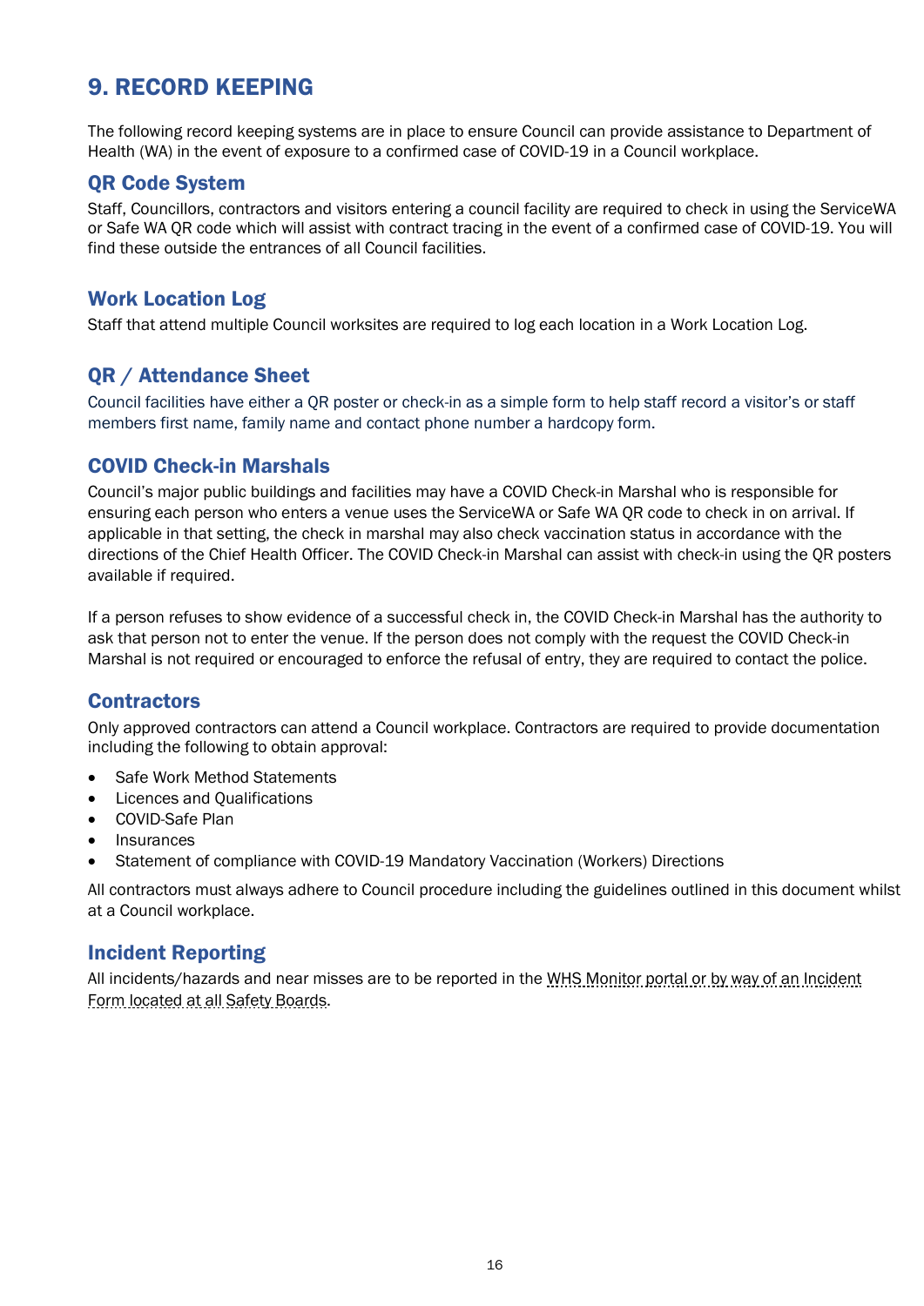## 9. RECORD KEEPING

The following record keeping systems are in place to ensure Council can provide assistance to Department of Health (WA) in the event of exposure to a confirmed case of COVID-19 in a Council workplace.

### QR Code System

Staff, Councillors, contractors and visitors entering a council facility are required to check in using the ServiceWA or Safe WA QR code which will assist with contract tracing in the event of a confirmed case of COVID-19. You will find these outside the entrances of all Council facilities.

### Work Location Log

Staff that attend multiple Council worksites are required to log each location in a Work Location Log.

### QR / Attendance Sheet

Council facilities have either a QR poster or check-in as a simple form to help staff record a visitor's or staff members first name, family name and contact phone number a hardcopy form.

### COVID Check-in Marshals

Council's major public buildings and facilities may have a COVID Check-in Marshal who is responsible for ensuring each person who enters a venue uses the ServiceWA or Safe WA QR code to check in on arrival. If applicable in that setting, the check in marshal may also check vaccination status in accordance with the directions of the Chief Health Officer. The COVID Check-in Marshal can assist with check-in using the QR posters available if required.

If a person refuses to show evidence of a successful check in, the COVID Check-in Marshal has the authority to ask that person not to enter the venue. If the person does not comply with the request the COVID Check-in Marshal is not required or encouraged to enforce the refusal of entry, they are required to contact the police.

### Contractors

Only approved contractors can attend a Council workplace. Contractors are required to provide documentation including the following to obtain approval:

- Safe Work Method Statements
- Licences and Qualifications
- COVID-Safe Plan
- Insurances
- Statement of compliance with COVID-19 Mandatory Vaccination (Workers) Directions

All contractors must always adhere to Council procedure including the guidelines outlined in this document whilst at a Council workplace.

### Incident Reporting

All incidents/hazards and near misses are to be reported in the WHS Monitor portal or by way of an Incident Form located at all Safety Boards.